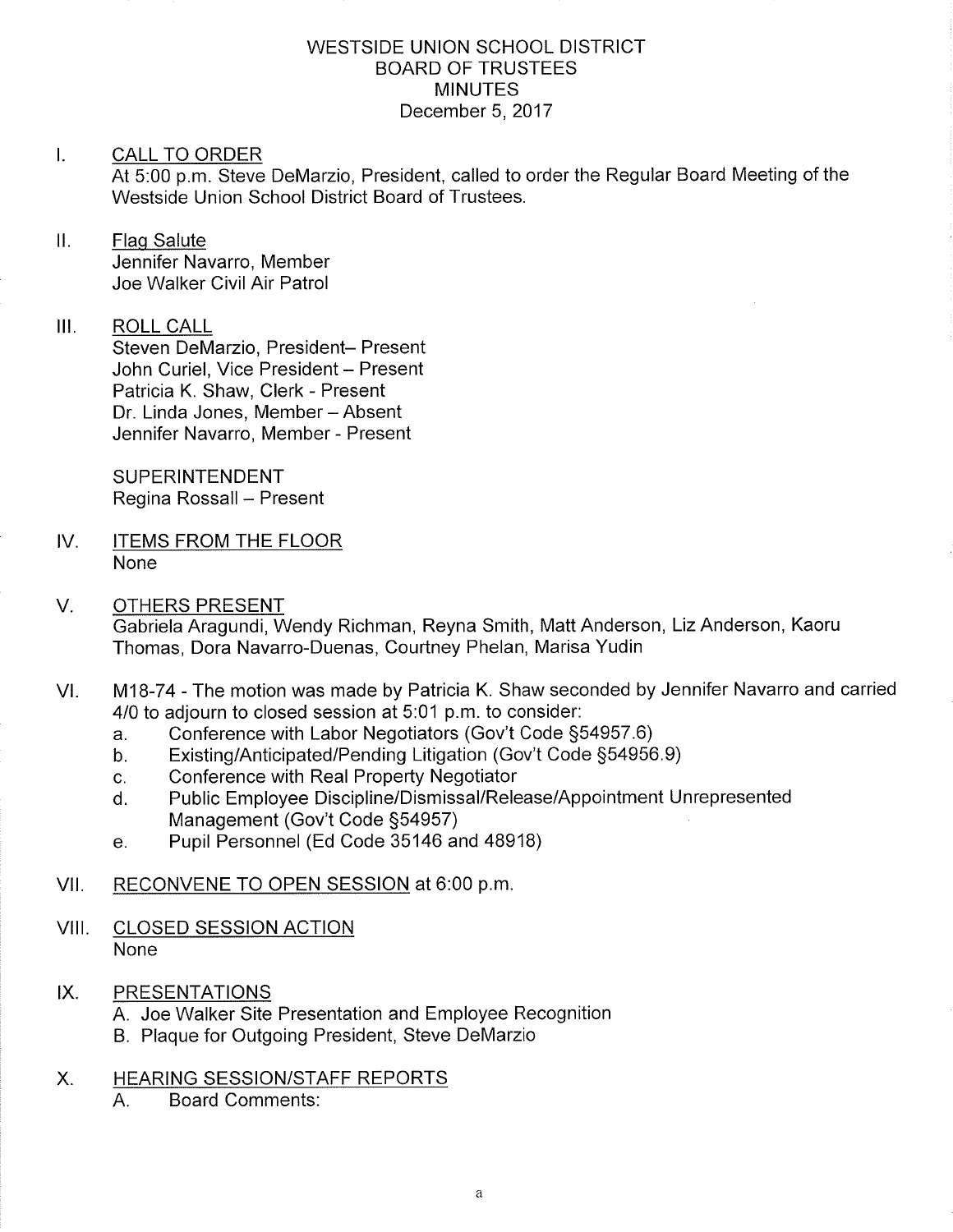# WESTSIDE UNION SCHOOL DISTRICT
## BOARD OF TRUSTEES
## MINUTES
December 5, 2017

I. **CALL TO ORDER**
At 5:00 p.m. Steve DeMarzio, President, called to order the Regular Board Meeting of the Westside Union School District Board of Trustees.

II. **Flag Salute**
Jennifer Navarro, Member
Joe Walker Civil Air Patrol

III. **ROLL CALL**
Steven DeMarzio, President– Present
John Curiel, Vice President – Present
Patricia K. Shaw, Clerk - Present
Dr. Linda Jones, Member – Absent
Jennifer Navarro, Member - Present

SUPERINTENDENT
Regina Rossall – Present

IV. **ITEMS FROM THE FLOOR**
None

V. **OTHERS PRESENT**
Gabriela Aragundi, Wendy Richman, Reyna Smith, Matt Anderson, Liz Anderson, Kaoru Thomas, Dora Navarro-Duenas, Courtney Phelan, Marisa Yudin

VI. M18-74 - The motion was made by Patricia K. Shaw seconded by Jennifer Navarro and carried 4/0 to adjourn to closed session at 5:01 p.m. to consider:
   a. Conference with Labor Negotiators (Gov't Code §54957.6)
   b. Existing/Anticipated/Pending Litigation (Gov't Code §54956.9)
   c. Conference with Real Property Negotiator
   d. Public Employee Discipline/Dismissal/Release/Appointment Unrepresented Management (Gov't Code §54957)
   e. Pupil Personnel (Ed Code 35146 and 48918)

VII. **RECONVENE TO OPEN SESSION** at 6:00 p.m.

VIII. **CLOSED SESSION ACTION**
None

IX. **PRESENTATIONS**
   A. Joe Walker Site Presentation and Employee Recognition
   B. Plaque for Outgoing President, Steve DeMarzio

X. **HEARING SESSION/STAFF REPORTS**
   A. Board Comments: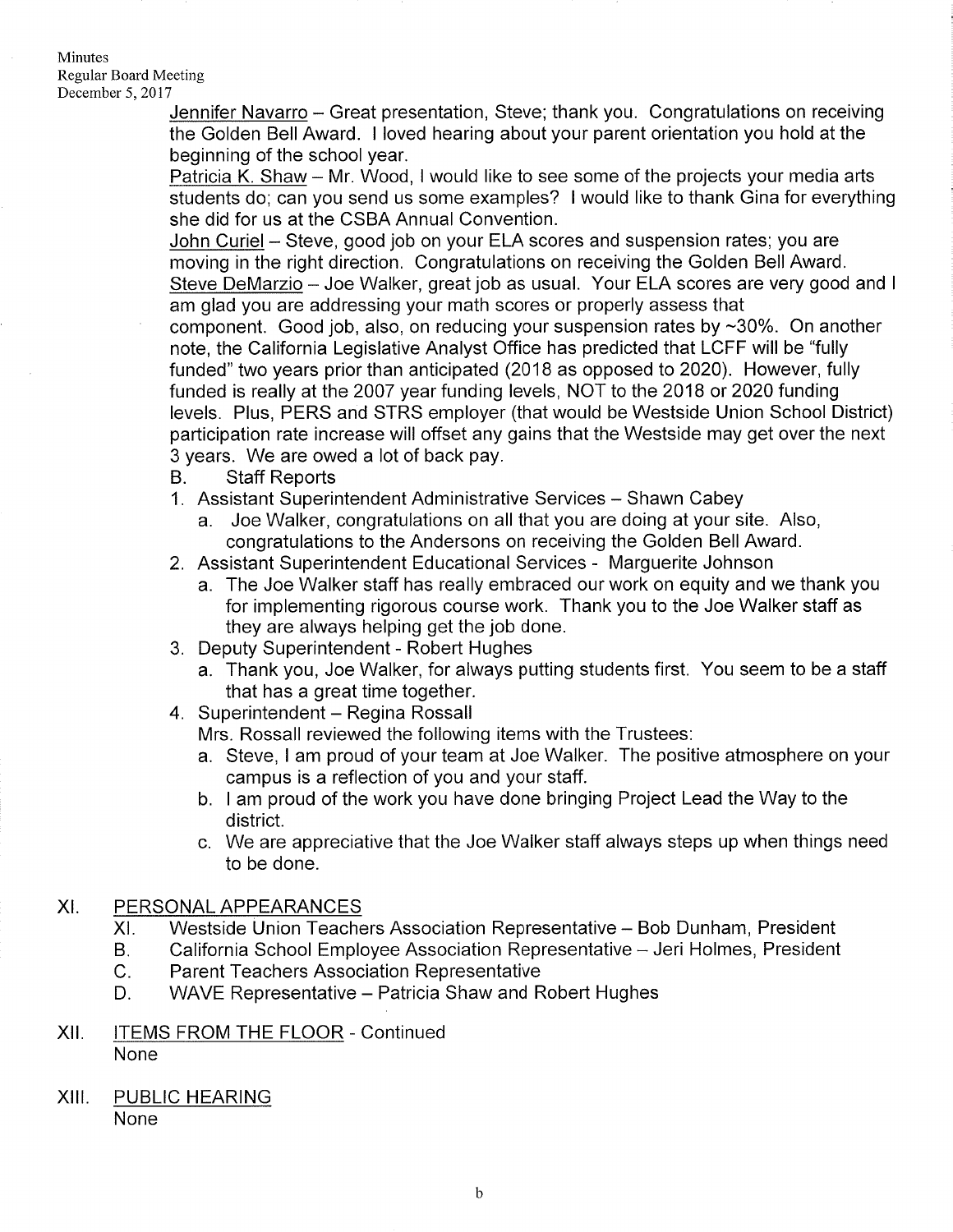Jennifer Navarro – Great presentation, Steve; thank you. Congratulations on receiving the Golden Bell Award. I loved hearing about your parent orientation you hold at the beginning of the school year.

Patricia K. Shaw – Mr. Wood, I would like to see some of the projects your media arts students do; can you send us some examples? I would like to thank Gina for everything she did for us at the CSBA Annual Convention.

John Curiel – Steve, good job on your ELA scores and suspension rates; you are moving in the right direction. Congratulations on receiving the Golden Bell Award.

Steve DeMarzio – Joe Walker, great job as usual. Your ELA scores are very good and I am glad you are addressing your math scores or properly assess that component. Good job, also, on reducing your suspension rates by ~30%. On another note, the California Legislative Analyst Office has predicted that LCFF will be "fully funded" two years prior than anticipated (2018 as opposed to 2020). However, fully funded is really at the 2007 year funding levels, NOT to the 2018 or 2020 funding levels. Plus, PERS and STRS employer (that would be Westside Union School District) participation rate increase will offset any gains that the Westside may get over the next 3 years. We are owed a lot of back pay.

B. Staff Reports

1. Assistant Superintendent Administrative Services – Shawn Cabey
   a. Joe Walker, congratulations on all that you are doing at your site. Also, congratulations to the Andersons on receiving the Golden Bell Award.
2. Assistant Superintendent Educational Services - Marguerite Johnson
   a. The Joe Walker staff has really embraced our work on equity and we thank you for implementing rigorous course work. Thank you to the Joe Walker staff as they are always helping get the job done.
3. Deputy Superintendent - Robert Hughes
   a. Thank you, Joe Walker, for always putting students first. You seem to be a staff that has a great time together.
4. Superintendent – Regina Rossall

   Mrs. Rossall reviewed the following items with the Trustees:
   a. Steve, I am proud of your team at Joe Walker. The positive atmosphere on your campus is a reflection of you and your staff.
   b. I am proud of the work you have done bringing Project Lead the Way to the district.
   c. We are appreciative that the Joe Walker staff always steps up when things need to be done.

## XI. PERSONAL APPEARANCES

XI. Westside Union Teachers Association Representative – Bob Dunham, President
B. California School Employee Association Representative – Jeri Holmes, President
C. Parent Teachers Association Representative
D. WAVE Representative – Patricia Shaw and Robert Hughes

## XII. ITEMS FROM THE FLOOR - Continued

None

## XIII. PUBLIC HEARING

None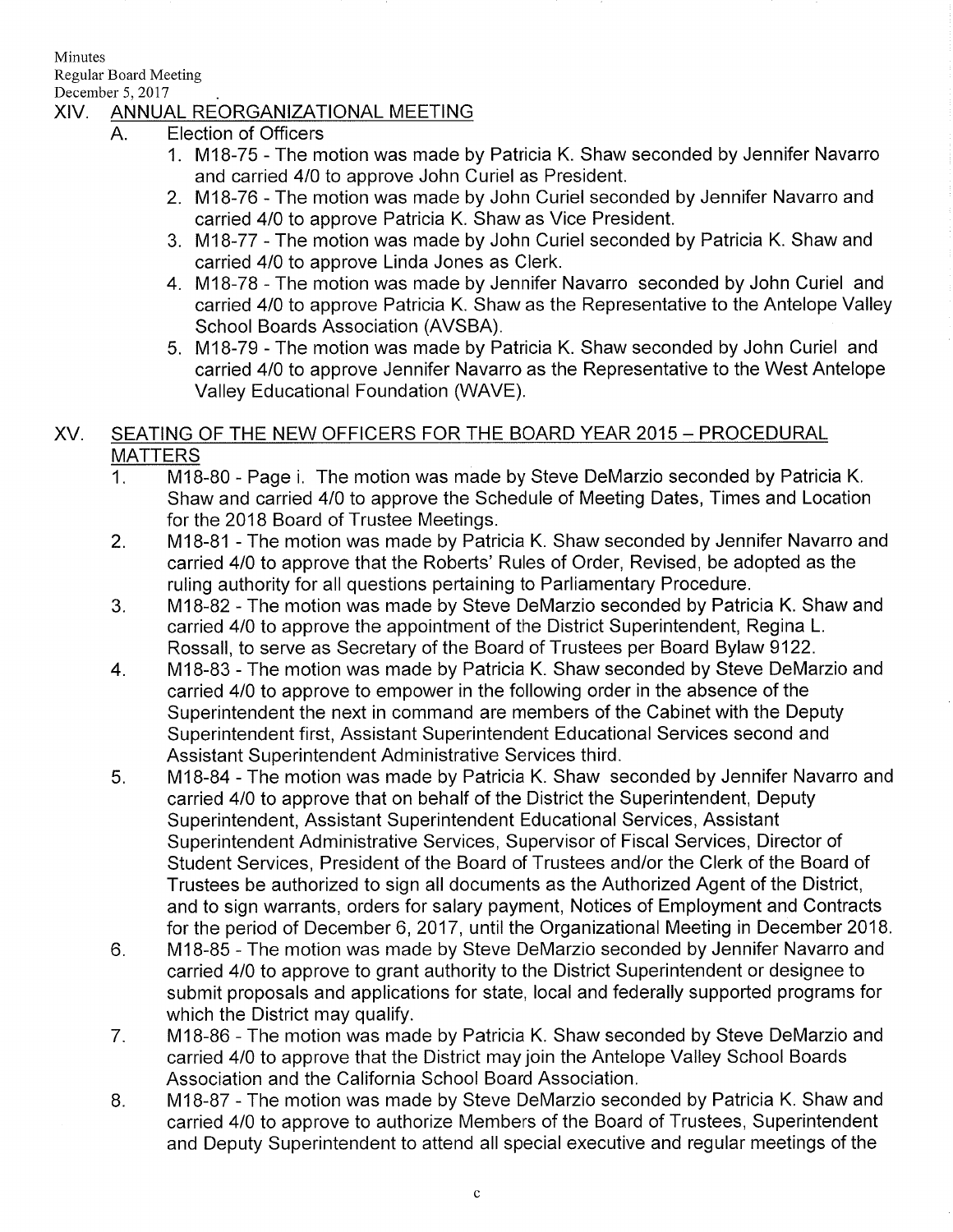Minutes
Regular Board Meeting
December 5, 2017

## XIV. ANNUAL REORGANIZATIONAL MEETING

### A. Election of Officers

1. M18-75 - The motion was made by Patricia K. Shaw seconded by Jennifer Navarro and carried 4/0 to approve John Curiel as President.
2. M18-76 - The motion was made by John Curiel seconded by Jennifer Navarro and carried 4/0 to approve Patricia K. Shaw as Vice President.
3. M18-77 - The motion was made by John Curiel seconded by Patricia K. Shaw and carried 4/0 to approve Linda Jones as Clerk.
4. M18-78 - The motion was made by Jennifer Navarro seconded by John Curiel and carried 4/0 to approve Patricia K. Shaw as the Representative to the Antelope Valley School Boards Association (AVSBA).
5. M18-79 - The motion was made by Patricia K. Shaw seconded by John Curiel and carried 4/0 to approve Jennifer Navarro as the Representative to the West Antelope Valley Educational Foundation (WAVE).

## XV. SEATING OF THE NEW OFFICERS FOR THE BOARD YEAR 2015 – PROCEDURAL MATTERS

1. M18-80 - Page i. The motion was made by Steve DeMarzio seconded by Patricia K. Shaw and carried 4/0 to approve the Schedule of Meeting Dates, Times and Location for the 2018 Board of Trustee Meetings.
2. M18-81 - The motion was made by Patricia K. Shaw seconded by Jennifer Navarro and carried 4/0 to approve that the Roberts' Rules of Order, Revised, be adopted as the ruling authority for all questions pertaining to Parliamentary Procedure.
3. M18-82 - The motion was made by Steve DeMarzio seconded by Patricia K. Shaw and carried 4/0 to approve the appointment of the District Superintendent, Regina L. Rossall, to serve as Secretary of the Board of Trustees per Board Bylaw 9122.
4. M18-83 - The motion was made by Patricia K. Shaw seconded by Steve DeMarzio and carried 4/0 to approve to empower in the following order in the absence of the Superintendent the next in command are members of the Cabinet with the Deputy Superintendent first, Assistant Superintendent Educational Services second and Assistant Superintendent Administrative Services third.
5. M18-84 - The motion was made by Patricia K. Shaw seconded by Jennifer Navarro and carried 4/0 to approve that on behalf of the District the Superintendent, Deputy Superintendent, Assistant Superintendent Educational Services, Assistant Superintendent Administrative Services, Supervisor of Fiscal Services, Director of Student Services, President of the Board of Trustees and/or the Clerk of the Board of Trustees be authorized to sign all documents as the Authorized Agent of the District, and to sign warrants, orders for salary payment, Notices of Employment and Contracts for the period of December 6, 2017, until the Organizational Meeting in December 2018.
6. M18-85 - The motion was made by Steve DeMarzio seconded by Jennifer Navarro and carried 4/0 to approve to grant authority to the District Superintendent or designee to submit proposals and applications for state, local and federally supported programs for which the District may qualify.
7. M18-86 - The motion was made by Patricia K. Shaw seconded by Steve DeMarzio and carried 4/0 to approve that the District may join the Antelope Valley School Boards Association and the California School Board Association.
8. M18-87 - The motion was made by Steve DeMarzio seconded by Patricia K. Shaw and carried 4/0 to approve to authorize Members of the Board of Trustees, Superintendent and Deputy Superintendent to attend all special executive and regular meetings of the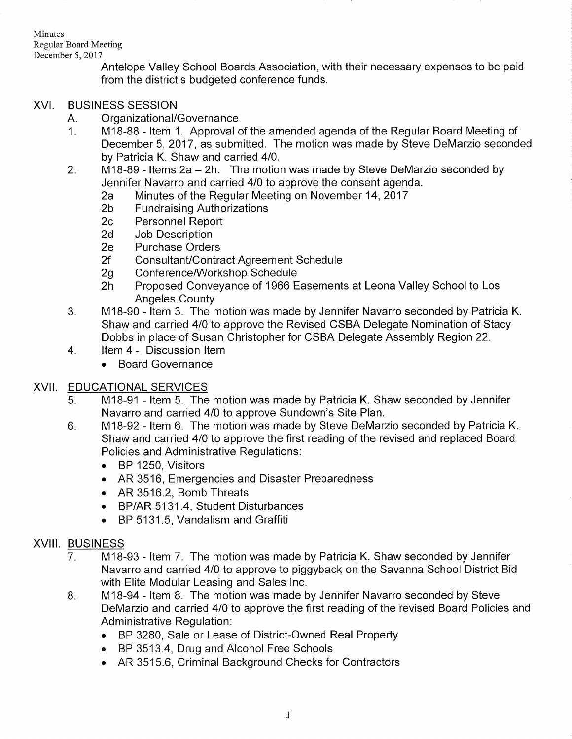Antelope Valley School Boards Association, with their necessary expenses to be paid from the district's budgeted conference funds.

## XVI. BUSINESS SESSION

A. Organizational/Governance

1. M18-88 - Item 1. Approval of the amended agenda of the Regular Board Meeting of December 5, 2017, as submitted. The motion was made by Steve DeMarzio seconded by Patricia K. Shaw and carried 4/0.
2. M18-89 - Items 2a – 2h. The motion was made by Steve DeMarzio seconded by Jennifer Navarro and carried 4/0 to approve the consent agenda.
   - 2a Minutes of the Regular Meeting on November 14, 2017
   - 2b Fundraising Authorizations
   - 2c Personnel Report
   - 2d Job Description
   - 2e Purchase Orders
   - 2f Consultant/Contract Agreement Schedule
   - 2g Conference/Workshop Schedule
   - 2h Proposed Conveyance of 1966 Easements at Leona Valley School to Los Angeles County
3. M18-90 - Item 3. The motion was made by Jennifer Navarro seconded by Patricia K. Shaw and carried 4/0 to approve the Revised CSBA Delegate Nomination of Stacy Dobbs in place of Susan Christopher for CSBA Delegate Assembly Region 22.
4. Item 4 - Discussion Item
   - Board Governance

## XVII. EDUCATIONAL SERVICES

5. M18-91 - Item 5. The motion was made by Patricia K. Shaw seconded by Jennifer Navarro and carried 4/0 to approve Sundown's Site Plan.
6. M18-92 - Item 6. The motion was made by Steve DeMarzio seconded by Patricia K. Shaw and carried 4/0 to approve the first reading of the revised and replaced Board Policies and Administrative Regulations:
   - BP 1250, Visitors
   - AR 3516, Emergencies and Disaster Preparedness
   - AR 3516.2, Bomb Threats
   - BP/AR 5131.4, Student Disturbances
   - BP 5131.5, Vandalism and Graffiti

## XVIII. BUSINESS

7. M18-93 - Item 7. The motion was made by Patricia K. Shaw seconded by Jennifer Navarro and carried 4/0 to approve to piggyback on the Savanna School District Bid with Elite Modular Leasing and Sales Inc.
8. M18-94 - Item 8. The motion was made by Jennifer Navarro seconded by Steve DeMarzio and carried 4/0 to approve the first reading of the revised Board Policies and Administrative Regulation:
   - BP 3280, Sale or Lease of District-Owned Real Property
   - BP 3513.4, Drug and Alcohol Free Schools
   - AR 3515.6, Criminal Background Checks for Contractors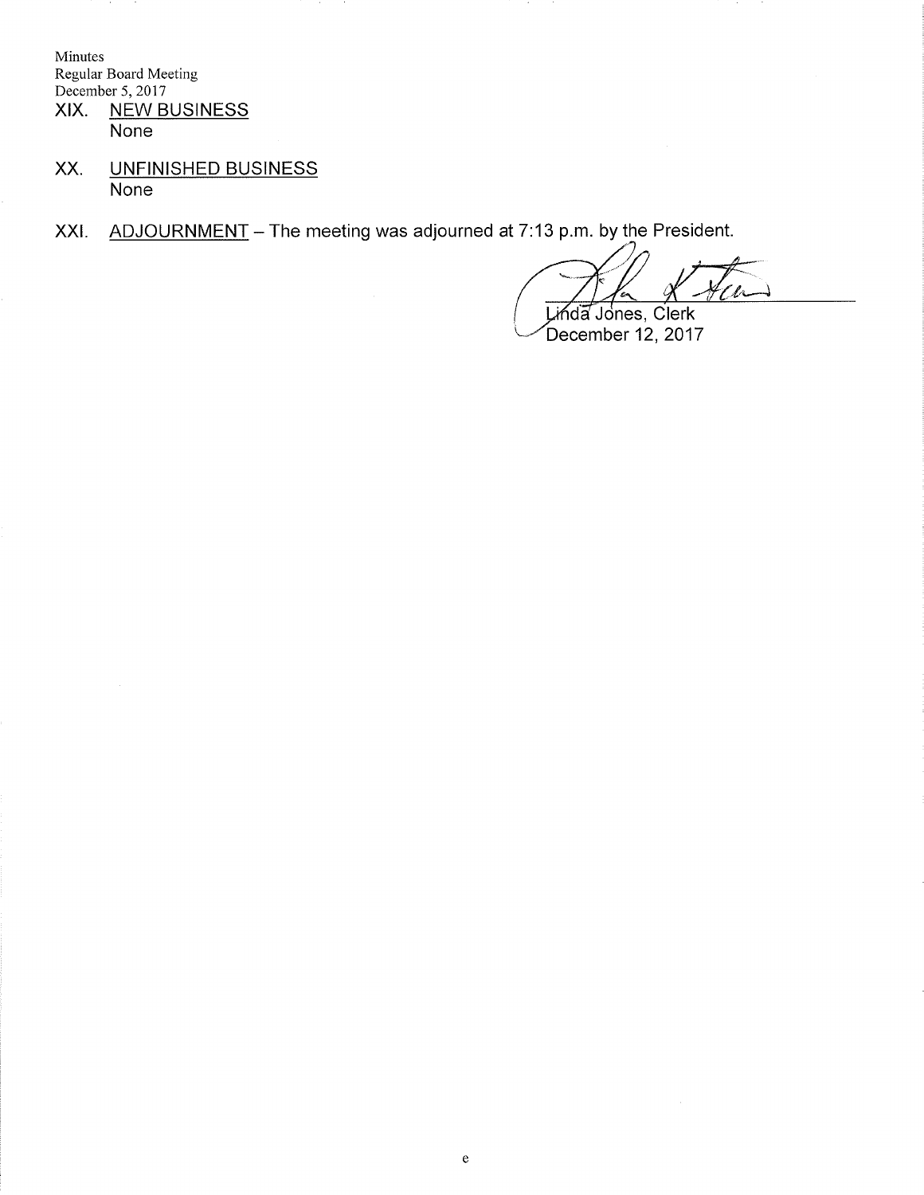## XIX. NEW BUSINESS

None

## XX. UNFINISHED BUSINESS

None

## XXI. ADJOURNMENT – The meeting was adjourned at 7:13 p.m. by the President.

Linda Jones, Clerk
December 12, 2017